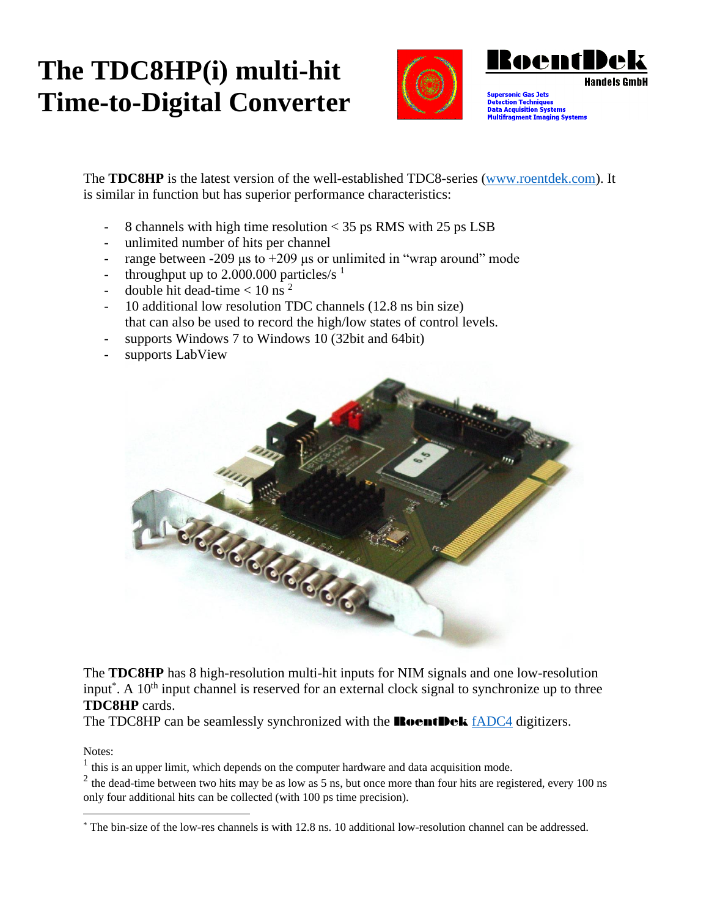# The TDC8HP(i) multi-hit Time-to-Digital Converter

RoentDek Handels GmbH

Supersonic Gas Jets
Detection Techniques
Data Acquisition Systems
Multifragment Imaging Systems

The **TDC8HP** is the latest version of the well-established TDC8-series (www.roentdek.com). It is similar in function but has superior performance characteristics:

- 8 channels with high time resolution < 35 ps RMS with 25 ps LSB
- unlimited number of hits per channel
- range between -209 µs to +209 µs or unlimited in "wrap around" mode
- throughput up to 2.000.000 particles/s [1]
- double hit dead-time < 10 ns [2]
- 10 additional low resolution TDC channels (12.8 ns bin size) that can also be used to record the high/low states of control levels.
- supports Windows 7 to Windows 10 (32bit and 64bit)
- supports LabView

The **TDC8HP** has 8 high-resolution multi-hit inputs for NIM signals and one low-resolution input[*]. A 10th input channel is reserved for an external clock signal to synchronize up to three **TDC8HP** cards.
The TDC8HP can be seamlessly synchronized with the **RoentDek** fADC4 digitizers.

Notes:
[1] this is an upper limit, which depends on the computer hardware and data acquisition mode.
[2] the dead-time between two hits may be as low as 5 ns, but once more than four hits are registered, every 100 ns only four additional hits can be collected (with 100 ps time precision).

---

[*] The bin-size of the low-res channels is with 12.8 ns. 10 additional low-resolution channel can be addressed.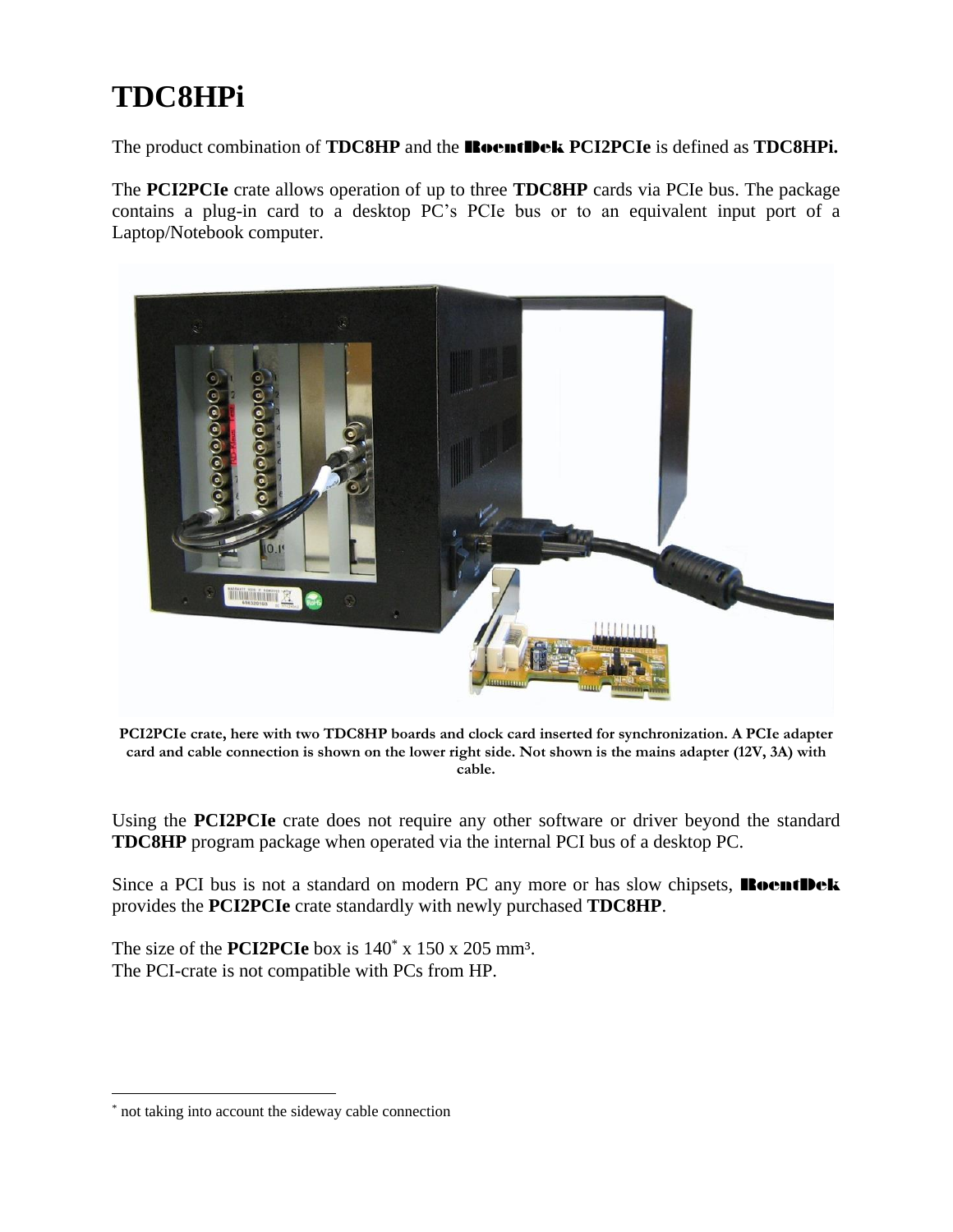# TDC8HPi

The product combination of **TDC8HP** and the **RoentDek PCI2PCIe** is defined as **TDC8HPi.**

The **PCI2PCIe** crate allows operation of up to three **TDC8HP** cards via PCIe bus. The package contains a plug-in card to a desktop PC's PCIe bus or to an equivalent input port of a Laptop/Notebook computer.

**PCI2PCIe crate, here with two TDC8HP boards and clock card inserted for synchronization. A PCIe adapter card and cable connection is shown on the lower right side. Not shown is the mains adapter (12V, 3A) with cable.**

Using the **PCI2PCIe** crate does not require any other software or driver beyond the standard **TDC8HP** program package when operated via the internal PCI bus of a desktop PC.

Since a PCI bus is not a standard on modern PC any more or has slow chipsets, **RoentDek** provides the **PCI2PCIe** crate standardly with newly purchased **TDC8HP**.

The size of the **PCI2PCIe** box is 140* x 150 x 205 mm³.
The PCI-crate is not compatible with PCs from HP.

---

* not taking into account the sideway cable connection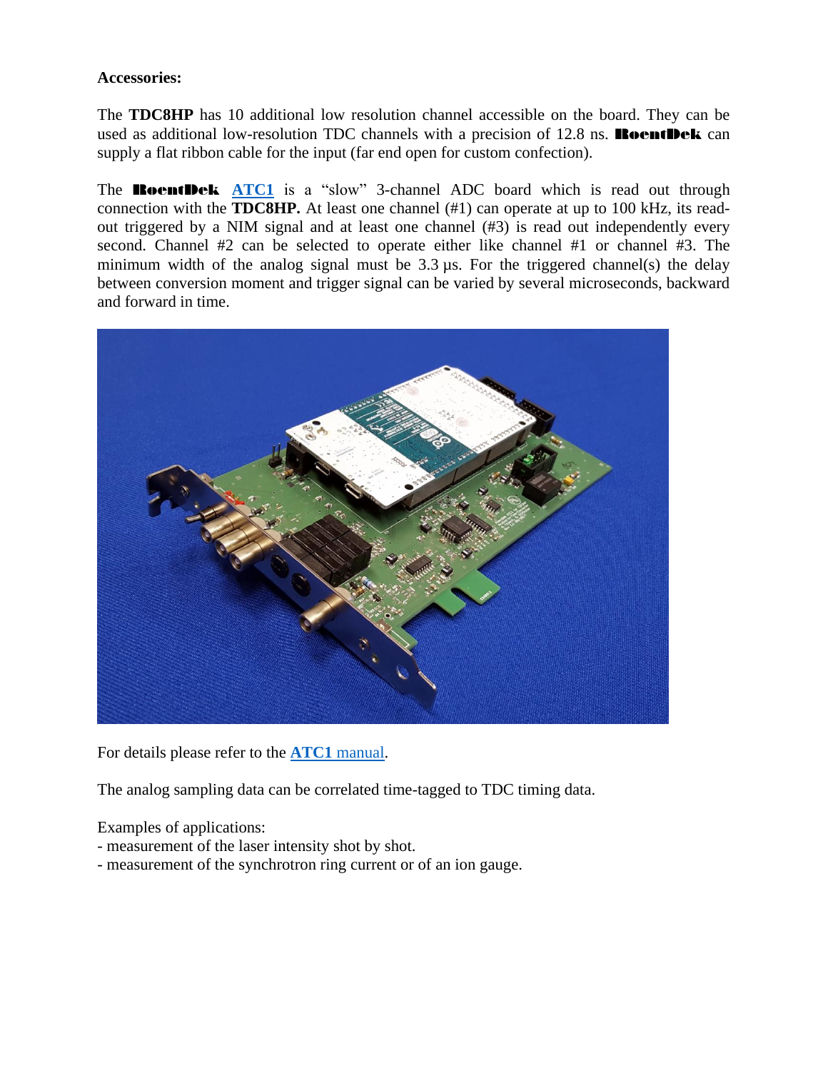**Accessories:**

The **TDC8HP** has 10 additional low resolution channel accessible on the board. They can be used as additional low-resolution TDC channels with a precision of 12.8 ns. **RoentDek** can supply a flat ribbon cable for the input (far end open for custom confection).

The **RoentDek** [**ATC1**]() is a "slow" 3-channel ADC board which is read out through connection with the **TDC8HP.** At least one channel (#1) can operate at up to 100 kHz, its read-out triggered by a NIM signal and at least one channel (#3) is read out independently every second. Channel #2 can be selected to operate either like channel #1 or channel #3. The minimum width of the analog signal must be 3.3 µs. For the triggered channel(s) the delay between conversion moment and trigger signal can be varied by several microseconds, backward and forward in time.

For details please refer to the [**ATC1** manual]().

The analog sampling data can be correlated time-tagged to TDC timing data.

Examples of applications:
- measurement of the laser intensity shot by shot.
- measurement of the synchrotron ring current or of an ion gauge.